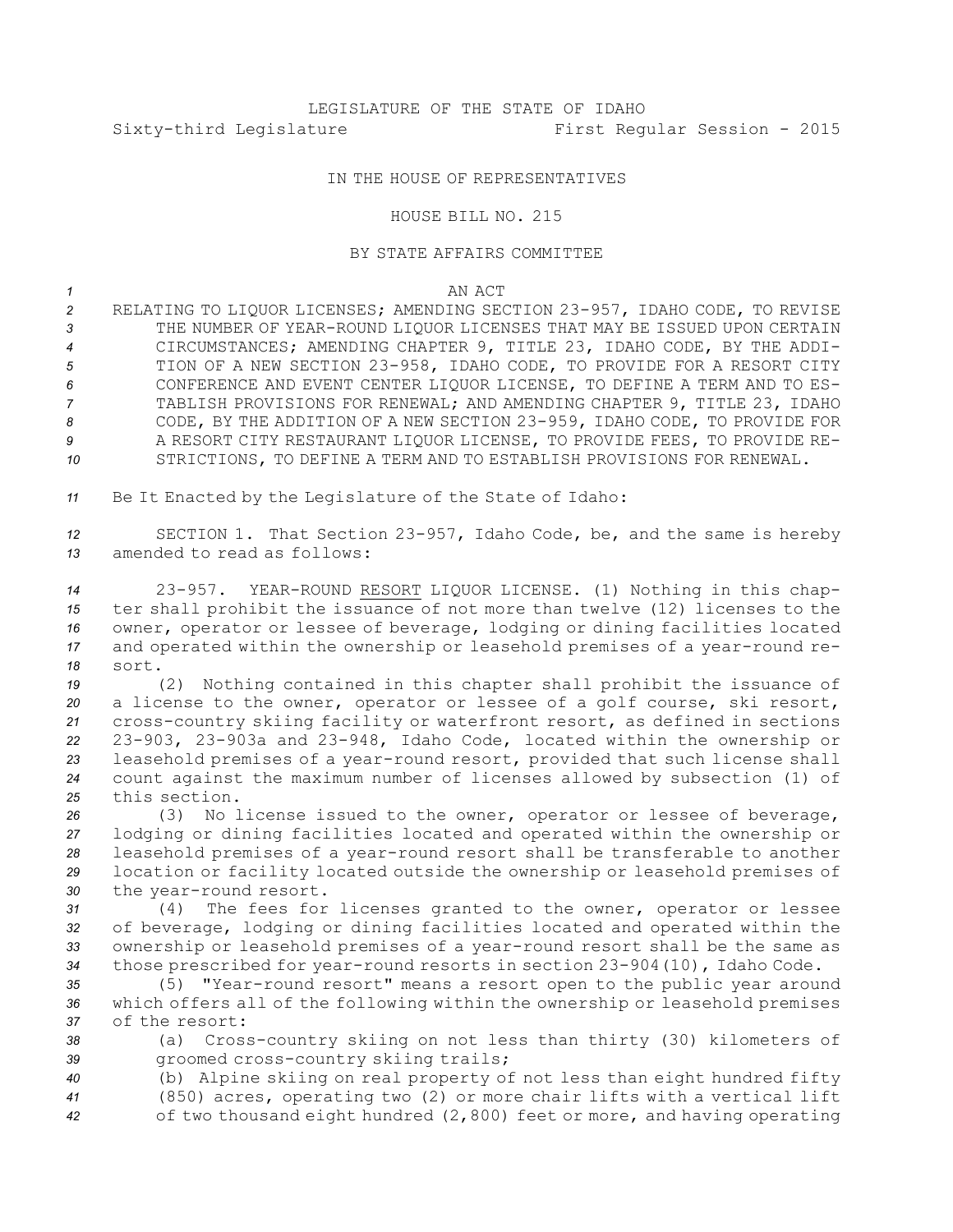LEGISLATURE OF THE STATE OF IDAHO
Sixty-third Legislature First Regular Session - 2015

IN THE HOUSE OF REPRESENTATIVES

HOUSE BILL NO. 215

BY STATE AFFAIRS COMMITTEE

AN ACT

RELATING TO LIQUOR LICENSES; AMENDING SECTION 23-957, IDAHO CODE, TO REVISE THE NUMBER OF YEAR-ROUND LIQUOR LICENSES THAT MAY BE ISSUED UPON CERTAIN CIRCUMSTANCES; AMENDING CHAPTER 9, TITLE 23, IDAHO CODE, BY THE ADDITION OF A NEW SECTION 23-958, IDAHO CODE, TO PROVIDE FOR A RESORT CITY CONFERENCE AND EVENT CENTER LIQUOR LICENSE, TO DEFINE A TERM AND TO ESTABLISH PROVISIONS FOR RENEWAL; AND AMENDING CHAPTER 9, TITLE 23, IDAHO CODE, BY THE ADDITION OF A NEW SECTION 23-959, IDAHO CODE, TO PROVIDE FOR A RESORT CITY RESTAURANT LIQUOR LICENSE, TO PROVIDE FEES, TO PROVIDE RESTRICTIONS, TO DEFINE A TERM AND TO ESTABLISH PROVISIONS FOR RENEWAL.

Be It Enacted by the Legislature of the State of Idaho:

SECTION 1. That Section 23-957, Idaho Code, be, and the same is hereby amended to read as follows:

23-957. YEAR-ROUND RESORT LIQUOR LICENSE. (1) Nothing in this chapter shall prohibit the issuance of not more than twelve (12) licenses to the owner, operator or lessee of beverage, lodging or dining facilities located and operated within the ownership or leasehold premises of a year-round resort.

(2) Nothing contained in this chapter shall prohibit the issuance of a license to the owner, operator or lessee of a golf course, ski resort, cross-country skiing facility or waterfront resort, as defined in sections 23-903, 23-903a and 23-948, Idaho Code, located within the ownership or leasehold premises of a year-round resort, provided that such license shall count against the maximum number of licenses allowed by subsection (1) of this section.

(3) No license issued to the owner, operator or lessee of beverage, lodging or dining facilities located and operated within the ownership or leasehold premises of a year-round resort shall be transferable to another location or facility located outside the ownership or leasehold premises of the year-round resort.

(4) The fees for licenses granted to the owner, operator or lessee of beverage, lodging or dining facilities located and operated within the ownership or leasehold premises of a year-round resort shall be the same as those prescribed for year-round resorts in section 23-904(10), Idaho Code.

(5) "Year-round resort" means a resort open to the public year around which offers all of the following within the ownership or leasehold premises of the resort:

(a) Cross-country skiing on not less than thirty (30) kilometers of groomed cross-country skiing trails;

(b) Alpine skiing on real property of not less than eight hundred fifty (850) acres, operating two (2) or more chair lifts with a vertical lift of two thousand eight hundred (2,800) feet or more, and having operating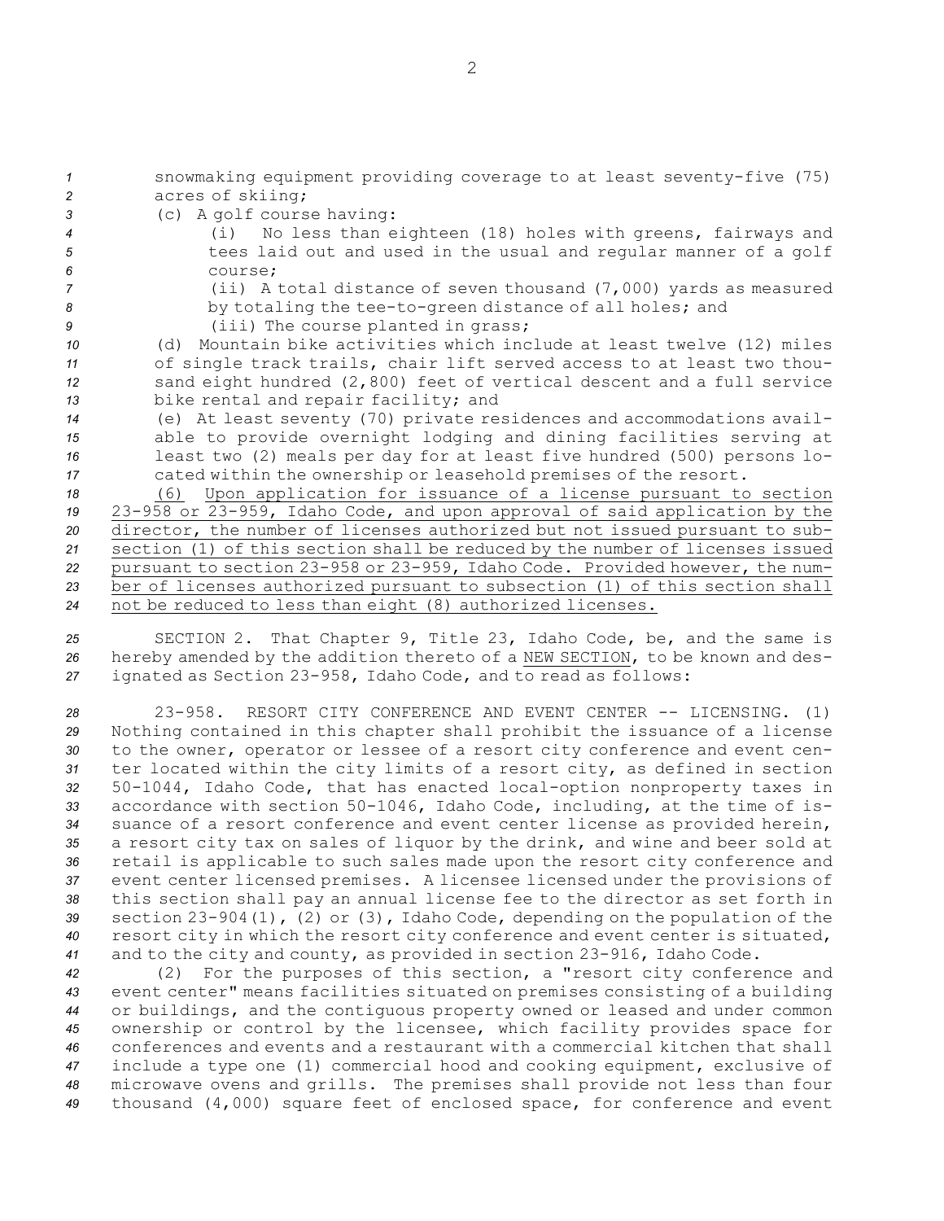snowmaking equipment providing coverage to at least seventy-five (75) acres of skiing;

(c) A golf course having:

(i) No less than eighteen (18) holes with greens, fairways and tees laid out and used in the usual and regular manner of a golf course;

(ii) A total distance of seven thousand (7,000) yards as measured by totaling the tee-to-green distance of all holes; and

(iii) The course planted in grass;

(d) Mountain bike activities which include at least twelve (12) miles of single track trails, chair lift served access to at least two thousand eight hundred (2,800) feet of vertical descent and a full service bike rental and repair facility; and

(e) At least seventy (70) private residences and accommodations available to provide overnight lodging and dining facilities serving at least two (2) meals per day for at least five hundred (500) persons located within the ownership or leasehold premises of the resort.

(6) Upon application for issuance of a license pursuant to section 23-958 or 23-959, Idaho Code, and upon approval of said application by the director, the number of licenses authorized but not issued pursuant to subsection (1) of this section shall be reduced by the number of licenses issued pursuant to section 23-958 or 23-959, Idaho Code. Provided however, the number of licenses authorized pursuant to subsection (1) of this section shall not be reduced to less than eight (8) authorized licenses.

SECTION 2. That Chapter 9, Title 23, Idaho Code, be, and the same is hereby amended by the addition thereto of a NEW SECTION, to be known and designated as Section 23-958, Idaho Code, and to read as follows:

23-958. RESORT CITY CONFERENCE AND EVENT CENTER -- LICENSING. (1) Nothing contained in this chapter shall prohibit the issuance of a license to the owner, operator or lessee of a resort city conference and event center located within the city limits of a resort city, as defined in section 50-1044, Idaho Code, that has enacted local-option nonproperty taxes in accordance with section 50-1046, Idaho Code, including, at the time of issuance of a resort conference and event center license as provided herein, a resort city tax on sales of liquor by the drink, and wine and beer sold at retail is applicable to such sales made upon the resort city conference and event center licensed premises. A licensee licensed under the provisions of this section shall pay an annual license fee to the director as set forth in section 23-904(1), (2) or (3), Idaho Code, depending on the population of the resort city in which the resort city conference and event center is situated, and to the city and county, as provided in section 23-916, Idaho Code.

(2) For the purposes of this section, a "resort city conference and event center" means facilities situated on premises consisting of a building or buildings, and the contiguous property owned or leased and under common ownership or control by the licensee, which facility provides space for conferences and events and a restaurant with a commercial kitchen that shall include a type one (1) commercial hood and cooking equipment, exclusive of microwave ovens and grills. The premises shall provide not less than four thousand (4,000) square feet of enclosed space, for conference and event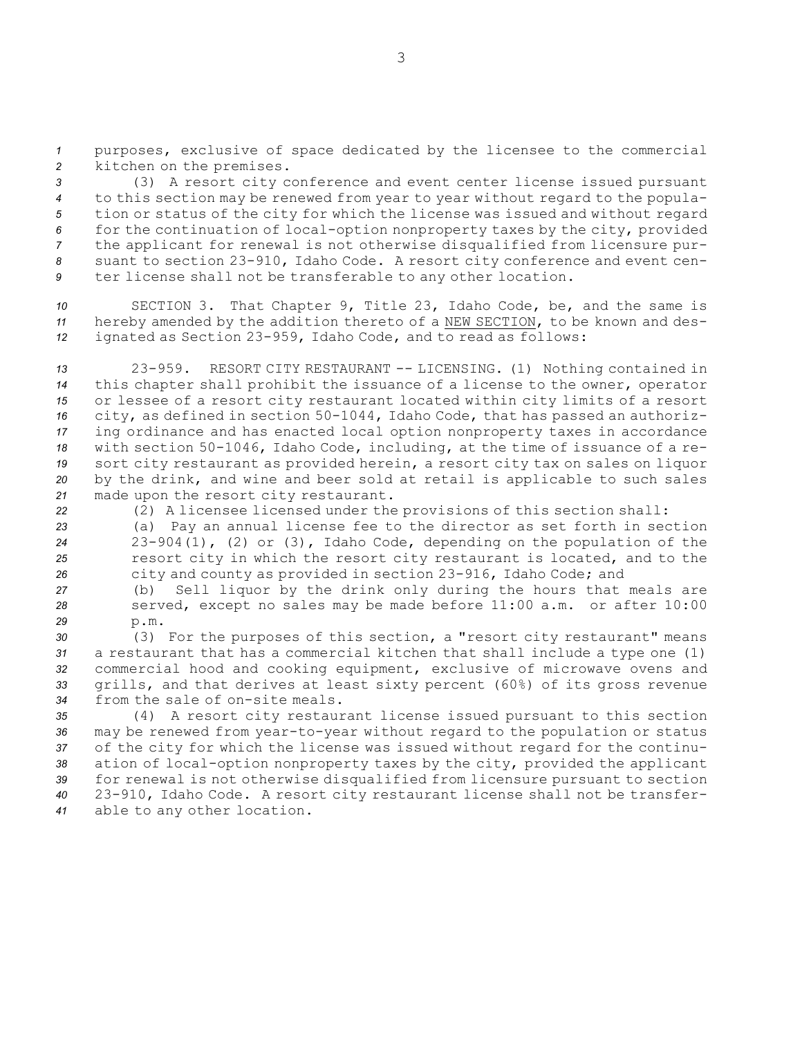purposes, exclusive of space dedicated by the licensee to the commercial kitchen on the premises.

(3) A resort city conference and event center license issued pursuant to this section may be renewed from year to year without regard to the population or status of the city for which the license was issued and without regard for the continuation of local-option nonproperty taxes by the city, provided the applicant for renewal is not otherwise disqualified from licensure pursuant to section 23-910, Idaho Code. A resort city conference and event center license shall not be transferable to any other location.

SECTION 3. That Chapter 9, Title 23, Idaho Code, be, and the same is hereby amended by the addition thereto of a NEW SECTION, to be known and designated as Section 23-959, Idaho Code, and to read as follows:

23-959. RESORT CITY RESTAURANT -- LICENSING. (1) Nothing contained in this chapter shall prohibit the issuance of a license to the owner, operator or lessee of a resort city restaurant located within city limits of a resort city, as defined in section 50-1044, Idaho Code, that has passed an authorizing ordinance and has enacted local option nonproperty taxes in accordance with section 50-1046, Idaho Code, including, at the time of issuance of a resort city restaurant as provided herein, a resort city tax on sales on liquor by the drink, and wine and beer sold at retail is applicable to such sales made upon the resort city restaurant.

(2) A licensee licensed under the provisions of this section shall:

(a) Pay an annual license fee to the director as set forth in section 23-904(1), (2) or (3), Idaho Code, depending on the population of the resort city in which the resort city restaurant is located, and to the city and county as provided in section 23-916, Idaho Code; and

(b) Sell liquor by the drink only during the hours that meals are served, except no sales may be made before 11:00 a.m. or after 10:00 p.m.

(3) For the purposes of this section, a "resort city restaurant" means a restaurant that has a commercial kitchen that shall include a type one (1) commercial hood and cooking equipment, exclusive of microwave ovens and grills, and that derives at least sixty percent (60%) of its gross revenue from the sale of on-site meals.

(4) A resort city restaurant license issued pursuant to this section may be renewed from year-to-year without regard to the population or status of the city for which the license was issued without regard for the continuation of local-option nonproperty taxes by the city, provided the applicant for renewal is not otherwise disqualified from licensure pursuant to section 23-910, Idaho Code. A resort city restaurant license shall not be transferable to any other location.